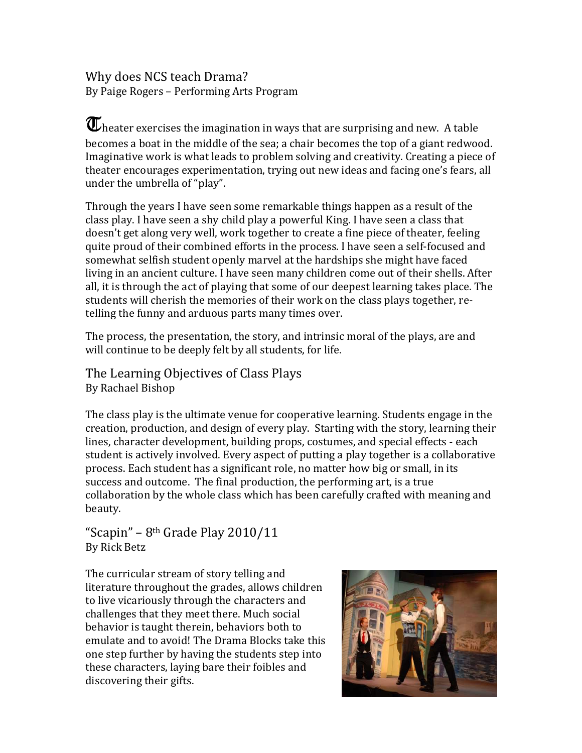## Why does NCS teach Drama?

By Paige Rogers – Performing Arts Program

Theater exercises the imagination in ways that are surprising and new. A table becomes a boat in the middle of the sea; a chair becomes the top of a giant redwood. Imaginative work is what leads to problem solving and creativity. Creating a piece of theater encourages experimentation, trying out new ideas and facing one's fears, all under the umbrella of "play".

Through the years I have seen some remarkable things happen as a result of the class play. I have seen a shy child play a powerful King. I have seen a class that doesn't get along very well, work together to create a fine piece of theater, feeling quite proud of their combined efforts in the process. I have seen a self-focused and somewhat selfish student openly marvel at the hardships she might have faced living in an ancient culture. I have seen many children come out of their shells. After all, it is through the act of playing that some of our deepest learning takes place. The students will cherish the memories of their work on the class plays together, re-telling the funny and arduous parts many times over.

The process, the presentation, the story, and intrinsic moral of the plays, are and will continue to be deeply felt by all students, for life.

## The Learning Objectives of Class Plays

By Rachael Bishop

The class play is the ultimate venue for cooperative learning. Students engage in the creation, production, and design of every play. Starting with the story, learning their lines, character development, building props, costumes, and special effects - each student is actively involved. Every aspect of putting a play together is a collaborative process. Each student has a significant role, no matter how big or small, in its success and outcome. The final production, the performing art, is a true collaboration by the whole class which has been carefully crafted with meaning and beauty.

## "Scapin" – 8th Grade Play 2010/11

By Rick Betz

The curricular stream of story telling and literature throughout the grades, allows children to live vicariously through the characters and challenges that they meet there. Much social behavior is taught therein, behaviors both to emulate and to avoid! The Drama Blocks take this one step further by having the students step into these characters, laying bare their foibles and discovering their gifts.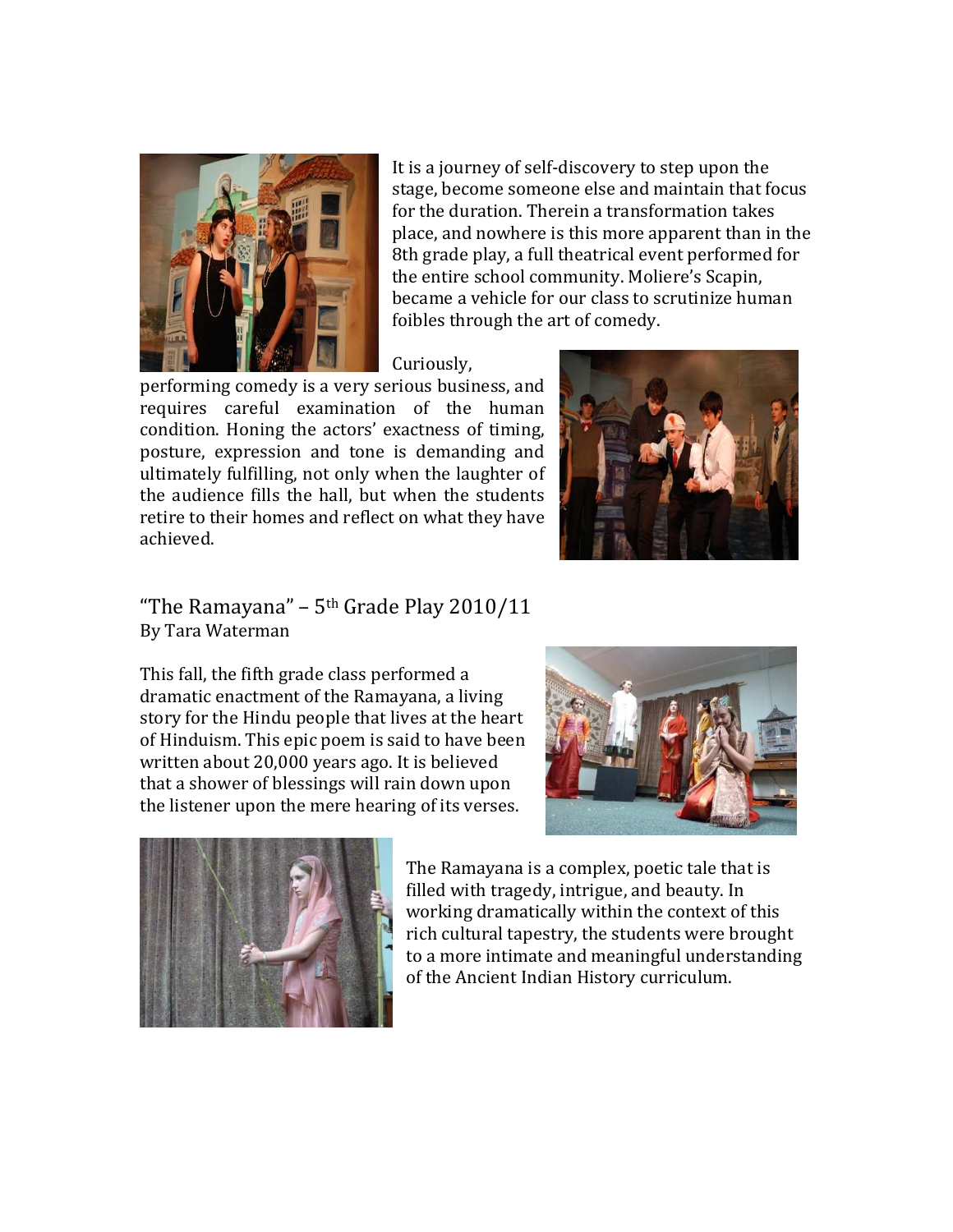It is a journey of self-discovery to step upon the stage, become someone else and maintain that focus for the duration. Therein a transformation takes place, and nowhere is this more apparent than in the 8th grade play, a full theatrical event performed for the entire school community. Moliere's Scapin, became a vehicle for our class to scrutinize human foibles through the art of comedy.

Curiously, performing comedy is a very serious business, and requires careful examination of the human condition. Honing the actors' exactness of timing, posture, expression and tone is demanding and ultimately fulfilling, not only when the laughter of the audience fills the hall, but when the students retire to their homes and reflect on what they have achieved.

## "The Ramayana" – 5th Grade Play 2010/11

By Tara Waterman

This fall, the fifth grade class performed a dramatic enactment of the Ramayana, a living story for the Hindu people that lives at the heart of Hinduism. This epic poem is said to have been written about 20,000 years ago. It is believed that a shower of blessings will rain down upon the listener upon the mere hearing of its verses.

The Ramayana is a complex, poetic tale that is filled with tragedy, intrigue, and beauty. In working dramatically within the context of this rich cultural tapestry, the students were brought to a more intimate and meaningful understanding of the Ancient Indian History curriculum.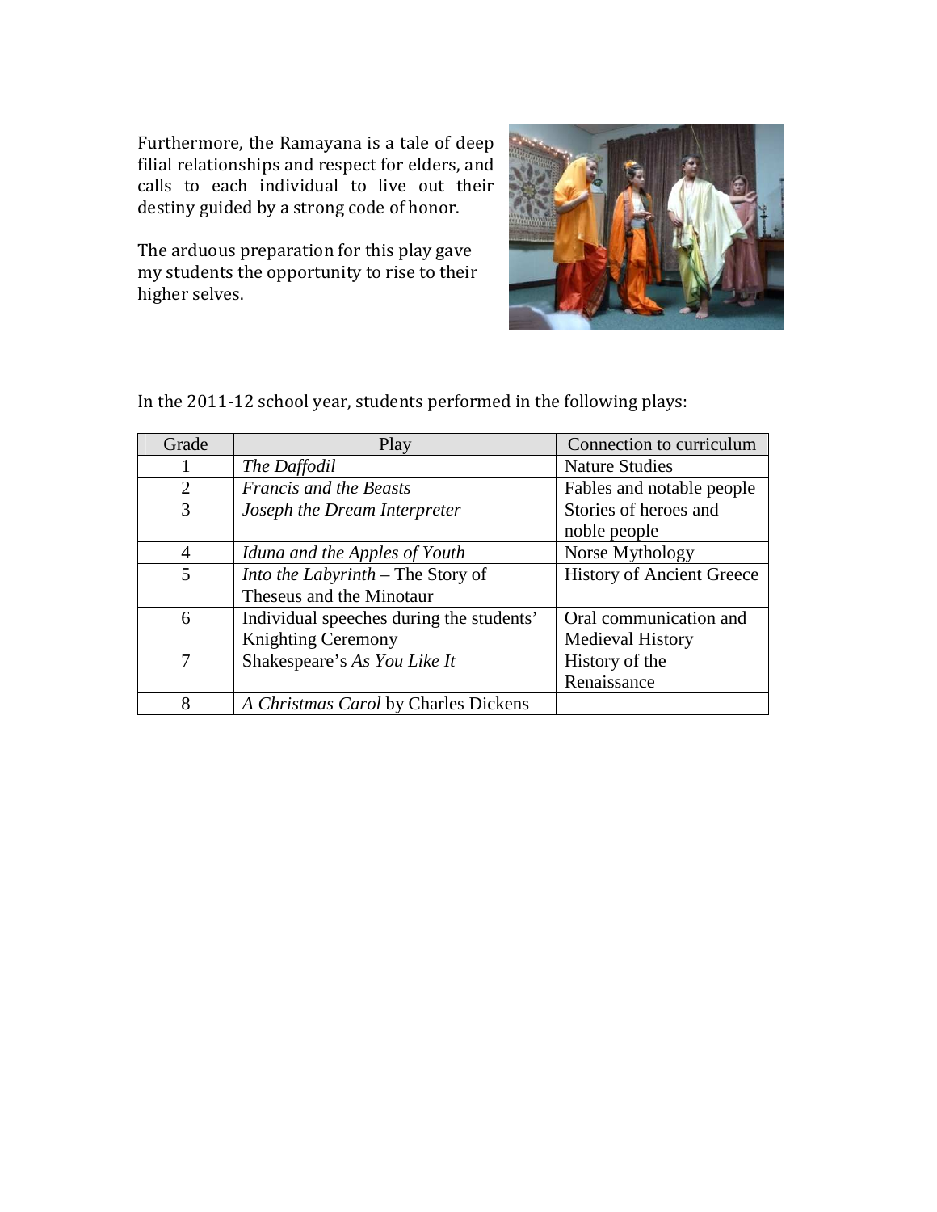Furthermore, the Ramayana is a tale of deep filial relationships and respect for elders, and calls to each individual to live out their destiny guided by a strong code of honor.

The arduous preparation for this play gave my students the opportunity to rise to their higher selves.

In the 2011-12 school year, students performed in the following plays:

| Grade | Play | Connection to curriculum |
| --- | --- | --- |
| 1 | *The Daffodil* | Nature Studies |
| 2 | *Francis and the Beasts* | Fables and notable people |
| 3 | *Joseph the Dream Interpreter* | Stories of heroes and noble people |
| 4 | *Iduna and the Apples of Youth* | Norse Mythology |
| 5 | *Into the Labyrinth* – The Story of Theseus and the Minotaur | History of Ancient Greece |
| 6 | Individual speeches during the students' Knighting Ceremony | Oral communication and Medieval History |
| 7 | Shakespeare's *As You Like It* | History of the Renaissance |
| 8 | *A Christmas Carol* by Charles Dickens | |